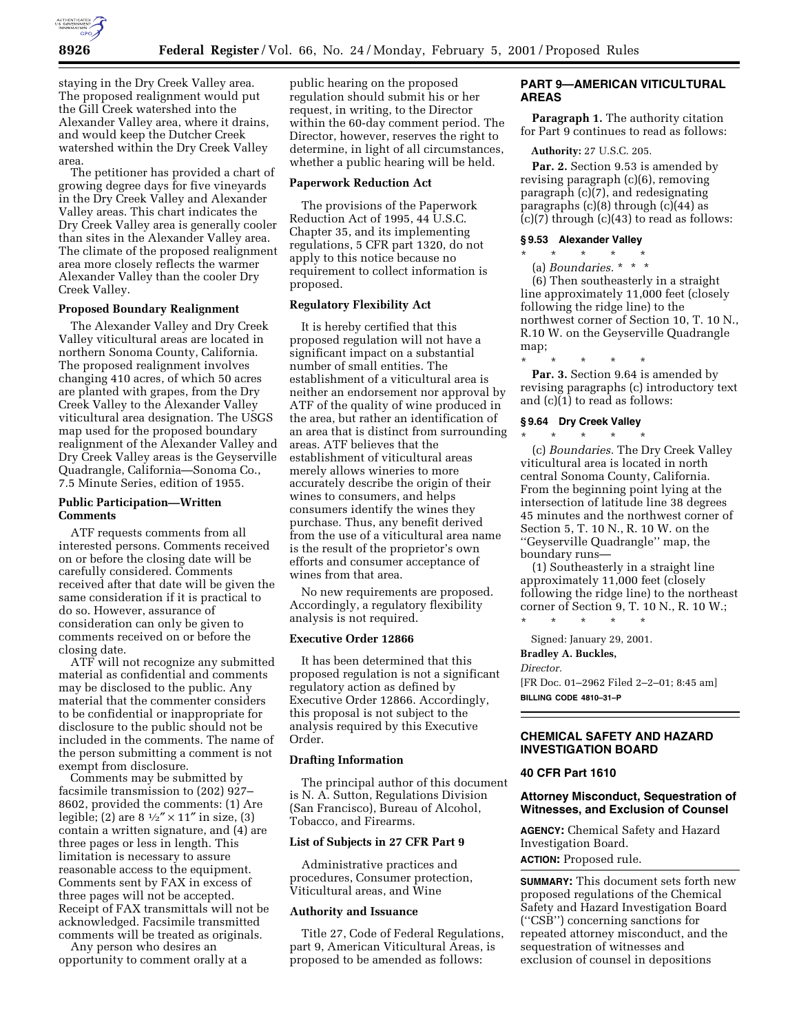staying in the Dry Creek Valley area. The proposed realignment would put the Gill Creek watershed into the Alexander Valley area, where it drains, and would keep the Dutcher Creek watershed within the Dry Creek Valley area.

The petitioner has provided a chart of growing degree days for five vineyards in the Dry Creek Valley and Alexander Valley areas. This chart indicates the Dry Creek Valley area is generally cooler than sites in the Alexander Valley area. The climate of the proposed realignment area more closely reflects the warmer Alexander Valley than the cooler Dry Creek Valley.

### Proposed Boundary Realignment

The Alexander Valley and Dry Creek Valley viticultural areas are located in northern Sonoma County, California. The proposed realignment involves changing 410 acres, of which 50 acres are planted with grapes, from the Dry Creek Valley to the Alexander Valley viticultural area designation. The USGS map used for the proposed boundary realignment of the Alexander Valley and Dry Creek Valley areas is the Geyserville Quadrangle, California—Sonoma Co., 7.5 Minute Series, edition of 1955.

### Public Participation—Written Comments

ATF requests comments from all interested persons. Comments received on or before the closing date will be carefully considered. Comments received after that date will be given the same consideration if it is practical to do so. However, assurance of consideration can only be given to comments received on or before the closing date.

ATF will not recognize any submitted material as confidential and comments may be disclosed to the public. Any material that the commenter considers to be confidential or inappropriate for disclosure to the public should not be included in the comments. The name of the person submitting a comment is not exempt from disclosure.

Comments may be submitted by facsimile transmission to (202) 927–8602, provided the comments: (1) Are legible; (2) are 8 ½″ × 11″ in size, (3) contain a written signature, and (4) are three pages or less in length. This limitation is necessary to assure reasonable access to the equipment. Comments sent by FAX in excess of three pages will not be accepted. Receipt of FAX transmittals will not be acknowledged. Facsimile transmitted comments will be treated as originals.

Any person who desires an opportunity to comment orally at a public hearing on the proposed regulation should submit his or her request, in writing, to the Director within the 60-day comment period. The Director, however, reserves the right to determine, in light of all circumstances, whether a public hearing will be held.

### Paperwork Reduction Act

The provisions of the Paperwork Reduction Act of 1995, 44 U.S.C. Chapter 35, and its implementing regulations, 5 CFR part 1320, do not apply to this notice because no requirement to collect information is proposed.

### Regulatory Flexibility Act

It is hereby certified that this proposed regulation will not have a significant impact on a substantial number of small entities. The establishment of a viticultural area is neither an endorsement nor approval by ATF of the quality of wine produced in the area, but rather an identification of an area that is distinct from surrounding areas. ATF believes that the establishment of viticultural areas merely allows wineries to more accurately describe the origin of their wines to consumers, and helps consumers identify the wines they purchase. Thus, any benefit derived from the use of a viticultural area name is the result of the proprietor's own efforts and consumer acceptance of wines from that area.

No new requirements are proposed. Accordingly, a regulatory flexibility analysis is not required.

### Executive Order 12866

It has been determined that this proposed regulation is not a significant regulatory action as defined by Executive Order 12866. Accordingly, this proposal is not subject to the analysis required by this Executive Order.

### Drafting Information

The principal author of this document is N. A. Sutton, Regulations Division (San Francisco), Bureau of Alcohol, Tobacco, and Firearms.

### List of Subjects in 27 CFR Part 9

Administrative practices and procedures, Consumer protection, Viticultural areas, and Wine

### Authority and Issuance

Title 27, Code of Federal Regulations, part 9, American Viticultural Areas, is proposed to be amended as follows:

## PART 9—AMERICAN VITICULTURAL AREAS

**Paragraph 1.** The authority citation for Part 9 continues to read as follows:

**Authority:** 27 U.S.C. 205.

**Par. 2.** Section 9.53 is amended by revising paragraph (c)(6), removing paragraph (c)(7), and redesignating paragraphs (c)(8) through (c)(44) as (c)(7) through (c)(43) to read as follows:

#### § 9.53 Alexander Valley

\* \* \* \* \*

(a) *Boundaries.* \* \* \*

(6) Then southeasterly in a straight line approximately 11,000 feet (closely following the ridge line) to the northwest corner of Section 10, T. 10 N., R.10 W. on the Geyserville Quadrangle map;

\* \* \* \* \*

**Par. 3.** Section 9.64 is amended by revising paragraphs (c) introductory text and (c)(1) to read as follows:

#### § 9.64 Dry Creek Valley

\* \* \* \* \*

(c) *Boundaries.* The Dry Creek Valley viticultural area is located in north central Sonoma County, California. From the beginning point lying at the intersection of latitude line 38 degrees 45 minutes and the northwest corner of Section 5, T. 10 N., R. 10 W. on the ''Geyserville Quadrangle'' map, the boundary runs—

(1) Southeasterly in a straight line approximately 11,000 feet (closely following the ridge line) to the northeast corner of Section 9, T. 10 N., R. 10 W.;

\* \* \* \* \*

Signed: January 29, 2001.

**Bradley A. Buckles,**

*Director.*

[FR Doc. 01–2962 Filed 2–2–01; 8:45 am]

**BILLING CODE 4810–31–P**

---

## CHEMICAL SAFETY AND HAZARD INVESTIGATION BOARD

### 40 CFR Part 1610

### Attorney Misconduct, Sequestration of Witnesses, and Exclusion of Counsel

**AGENCY:** Chemical Safety and Hazard Investigation Board.

**ACTION:** Proposed rule.

**SUMMARY:** This document sets forth new proposed regulations of the Chemical Safety and Hazard Investigation Board (''CSB'') concerning sanctions for repeated attorney misconduct, and the sequestration of witnesses and exclusion of counsel in depositions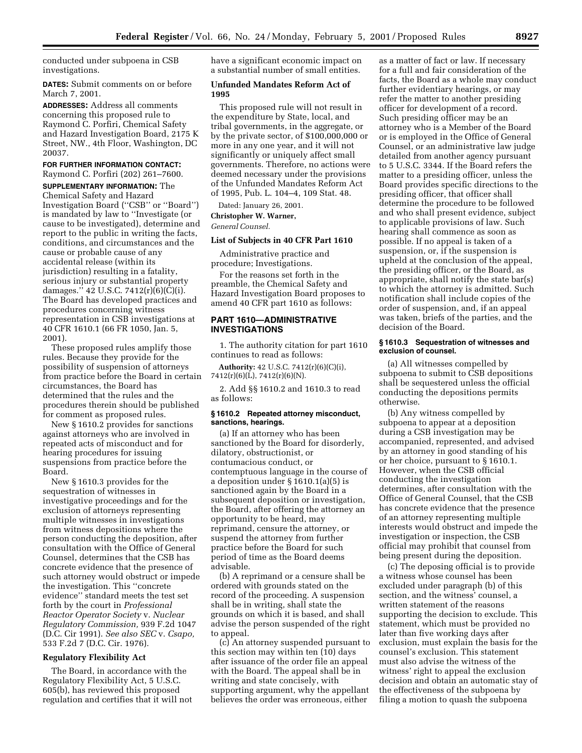conducted under subpoena in CSB investigations.

**DATES:** Submit comments on or before March 7, 2001.

**ADDRESSES:** Address all comments concerning this proposed rule to Raymond C. Porfiri, Chemical Safety and Hazard Investigation Board, 2175 K Street, NW., 4th Floor, Washington, DC 20037.

**FOR FURTHER INFORMATION CONTACT:** Raymond C. Porfiri (202) 261–7600.

**SUPPLEMENTARY INFORMATION:** The Chemical Safety and Hazard Investigation Board (''CSB'' or ''Board'') is mandated by law to ''Investigate (or cause to be investigated), determine and report to the public in writing the facts, conditions, and circumstances and the cause or probable cause of any accidental release (within its jurisdiction) resulting in a fatality, serious injury or substantial property damages.'' 42 U.S.C. 7412(r)(6)(C)(i). The Board has developed practices and procedures concerning witness representation in CSB investigations at 40 CFR 1610.1 (66 FR 1050, Jan. 5, 2001).

These proposed rules amplify those rules. Because they provide for the possibility of suspension of attorneys from practice before the Board in certain circumstances, the Board has determined that the rules and the procedures therein should be published for comment as proposed rules.

New § 1610.2 provides for sanctions against attorneys who are involved in repeated acts of misconduct and for hearing procedures for issuing suspensions from practice before the Board.

New § 1610.3 provides for the sequestration of witnesses in investigative proceedings and for the exclusion of attorneys representing multiple witnesses in investigations from witness depositions where the person conducting the deposition, after consultation with the Office of General Counsel, determines that the CSB has concrete evidence that the presence of such attorney would obstruct or impede the investigation. This ''concrete evidence'' standard meets the test set forth by the court in *Professional Reactor Operator Society* v. *Nuclear Regulatory Commission,* 939 F.2d 1047 (D.C. Cir 1991). *See also SEC* v. *Csapo,* 533 F.2d 7 (D.C. Cir. 1976).

## Regulatory Flexibility Act

The Board, in accordance with the Regulatory Flexibility Act, 5 U.S.C. 605(b), has reviewed this proposed regulation and certifies that it will not have a significant economic impact on a substantial number of small entities.

## Unfunded Mandates Reform Act of 1995

This proposed rule will not result in the expenditure by State, local, and tribal governments, in the aggregate, or by the private sector, of $100,000,000 or more in any one year, and it will not significantly or uniquely affect small governments. Therefore, no actions were deemed necessary under the provisions of the Unfunded Mandates Reform Act of 1995, Pub. L. 104–4, 109 Stat. 48.

Dated: January 26, 2001.

**Christopher W. Warner,**

*General Counsel.*

## List of Subjects in 40 CFR Part 1610

Administrative practice and procedure; Investigations.

For the reasons set forth in the preamble, the Chemical Safety and Hazard Investigation Board proposes to amend 40 CFR part 1610 as follows:

## PART 1610—ADMINISTRATIVE INVESTIGATIONS

1. The authority citation for part 1610 continues to read as follows:

**Authority:** 42 U.S.C. 7412(r)(6)(C)(i), 7412(r)(6)(L), 7412(r)(6)(N).

2. Add §§ 1610.2 and 1610.3 to read as follows:

### § 1610.2 Repeated attorney misconduct, sanctions, hearings.

(a) If an attorney who has been sanctioned by the Board for disorderly, dilatory, obstructionist, or contumacious conduct, or contemptuous language in the course of a deposition under § 1610.1(a)(5) is sanctioned again by the Board in a subsequent deposition or investigation, the Board, after offering the attorney an opportunity to be heard, may reprimand, censure the attorney, or suspend the attorney from further practice before the Board for such period of time as the Board deems advisable.

(b) A reprimand or a censure shall be ordered with grounds stated on the record of the proceeding. A suspension shall be in writing, shall state the grounds on which it is based, and shall advise the person suspended of the right to appeal.

(c) An attorney suspended pursuant to this section may within ten (10) days after issuance of the order file an appeal with the Board. The appeal shall be in writing and state concisely, with supporting argument, why the appellant believes the order was erroneous, either as a matter of fact or law. If necessary for a full and fair consideration of the facts, the Board as a whole may conduct further evidentiary hearings, or may refer the matter to another presiding officer for development of a record. Such presiding officer may be an attorney who is a Member of the Board or is employed in the Office of General Counsel, or an administrative law judge detailed from another agency pursuant to 5 U.S.C. 3344. If the Board refers the matter to a presiding officer, unless the Board provides specific directions to the presiding officer, that officer shall determine the procedure to be followed and who shall present evidence, subject to applicable provisions of law. Such hearing shall commence as soon as possible. If no appeal is taken of a suspension, or, if the suspension is upheld at the conclusion of the appeal, the presiding officer, or the Board, as appropriate, shall notify the state bar(s) to which the attorney is admitted. Such notification shall include copies of the order of suspension, and, if an appeal was taken, briefs of the parties, and the decision of the Board.

### § 1610.3 Sequestration of witnesses and exclusion of counsel.

(a) All witnesses compelled by subpoena to submit to CSB depositions shall be sequestered unless the official conducting the depositions permits otherwise.

(b) Any witness compelled by subpoena to appear at a deposition during a CSB investigation may be accompanied, represented, and advised by an attorney in good standing of his or her choice, pursuant to § 1610.1. However, when the CSB official conducting the investigation determines, after consultation with the Office of General Counsel, that the CSB has concrete evidence that the presence of an attorney representing multiple interests would obstruct and impede the investigation or inspection, the CSB official may prohibit that counsel from being present during the deposition.

(c) The deposing official is to provide a witness whose counsel has been excluded under paragraph (b) of this section, and the witness' counsel, a written statement of the reasons supporting the decision to exclude. This statement, which must be provided no later than five working days after exclusion, must explain the basis for the counsel's exclusion. This statement must also advise the witness of the witness' right to appeal the exclusion decision and obtain an automatic stay of the effectiveness of the subpoena by filing a motion to quash the subpoena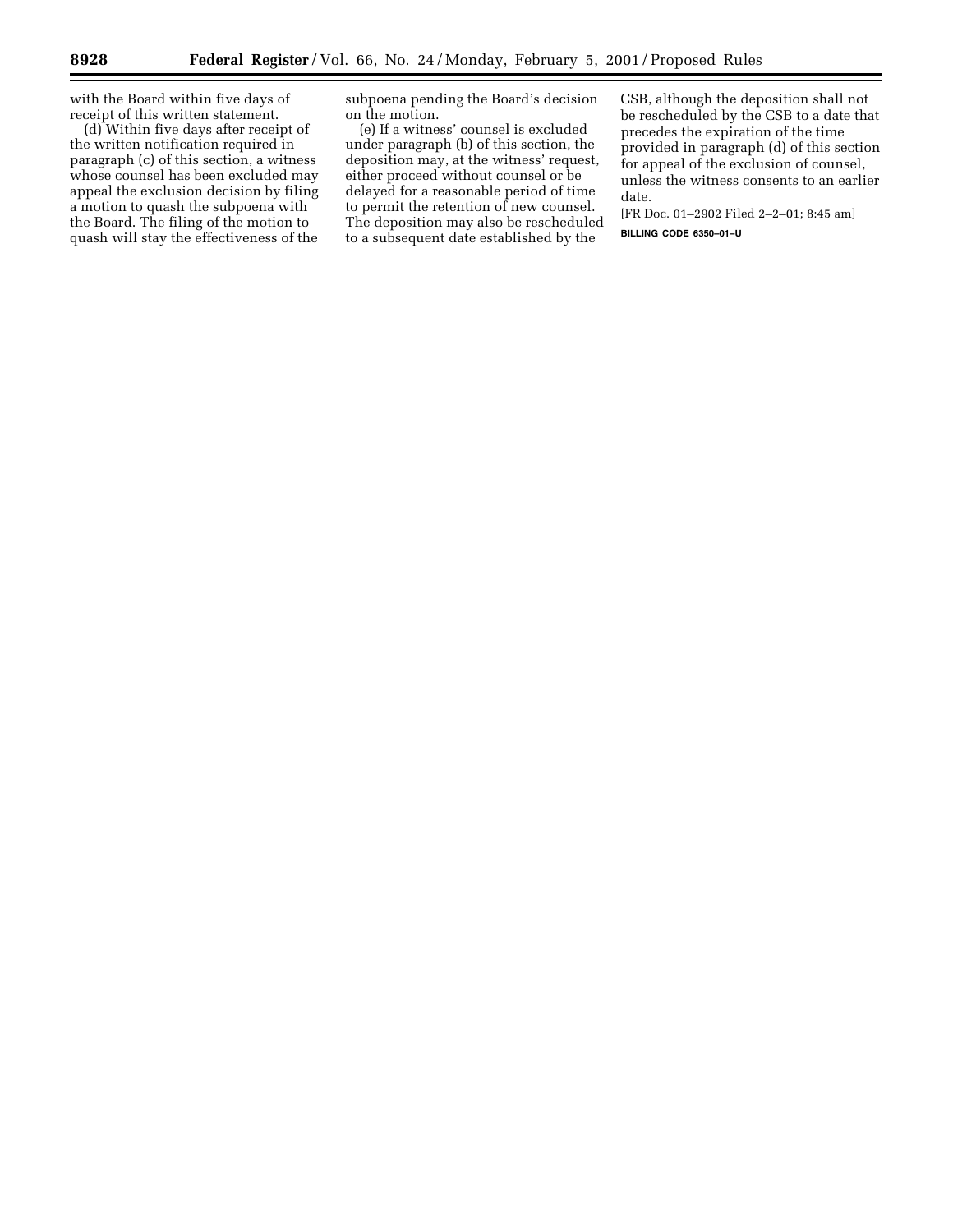with the Board within five days of receipt of this written statement.

(d) Within five days after receipt of the written notification required in paragraph (c) of this section, a witness whose counsel has been excluded may appeal the exclusion decision by filing a motion to quash the subpoena with the Board. The filing of the motion to quash will stay the effectiveness of the subpoena pending the Board's decision on the motion.

(e) If a witness' counsel is excluded under paragraph (b) of this section, the deposition may, at the witness' request, either proceed without counsel or be delayed for a reasonable period of time to permit the retention of new counsel. The deposition may also be rescheduled to a subsequent date established by the CSB, although the deposition shall not be rescheduled by the CSB to a date that precedes the expiration of the time provided in paragraph (d) of this section for appeal of the exclusion of counsel, unless the witness consents to an earlier date.

[FR Doc. 01–2902 Filed 2–2–01; 8:45 am]

**BILLING CODE 6350–01–U**